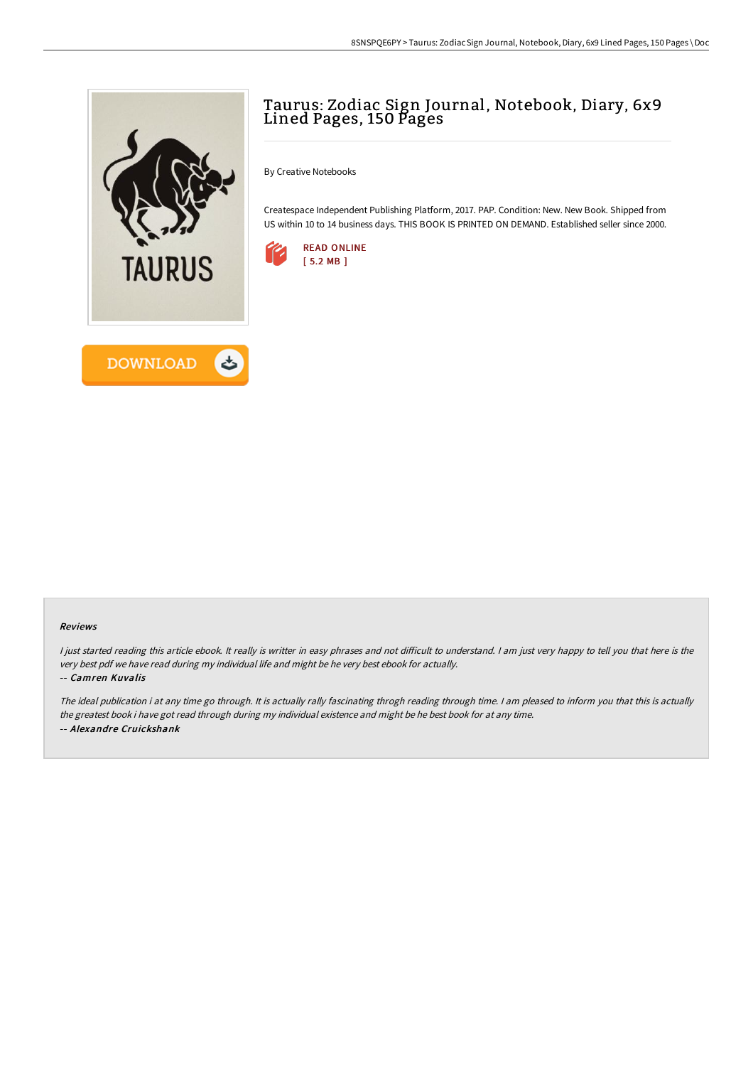# Taurus: Zodiac Sign Journal, Notebook, Diary, 6x9 Lined Pages, 150 Pages

By Creative Notebooks

Createspace Independent Publishing Platform, 2017. PAP. Condition: New. New Book. Shipped from US within 10 to 14 business days. THIS BOOK IS PRINTED ON DEMAND. Established seller since 2000.

READ ONLINE
[ 5.2 MB ]

DOWNLOAD

### Reviews

*I just started reading this article ebook. It really is writter in easy phrases and not difficult to understand. I am just very happy to tell you that here is the very best pdf we have read during my individual life and might be he very best ebook for actually.*

-- ***Camren Kuvalis***

*The ideal publication i at any time go through. It is actually rally fascinating throgh reading through time. I am pleased to inform you that this is actually the greatest book i have got read through during my individual existence and might be he best book for at any time.*

-- ***Alexandre Cruickshank***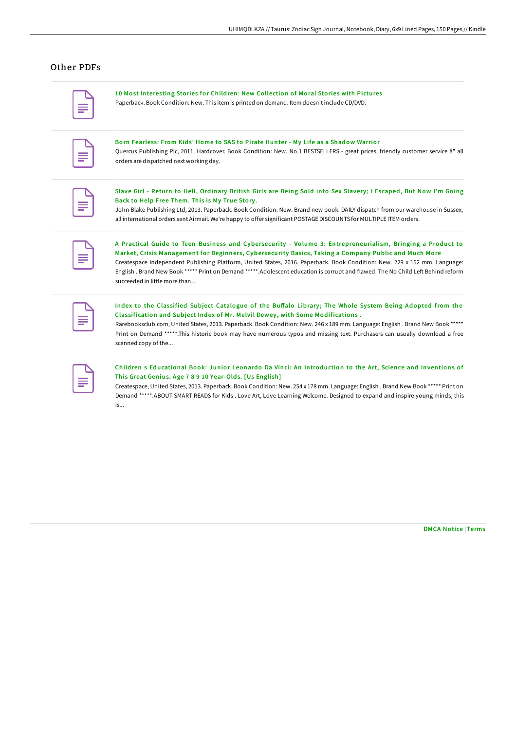## Other PDFs

**10 Most Interesting Stories for Children: New Collection of Moral Stories with Pictures**
Paperback. Book Condition: New. This item is printed on demand. Item doesn't include CD/DVD.

**Born Fearless: From Kids' Home to SAS to Pirate Hunter - My Life as a Shadow Warrior**
Quercus Publishing Plc, 2011. Hardcover. Book Condition: New. No.1 BESTSELLERS - great prices, friendly customer service â" all orders are dispatched next working day.

**Slave Girl - Return to Hell, Ordinary British Girls are Being Sold into Sex Slavery; I Escaped, But Now I'm Going Back to Help Free Them. This is My True Story.**
John Blake Publishing Ltd, 2013. Paperback. Book Condition: New. Brand new book. DAILY dispatch from our warehouse in Sussex, all international orders sent Airmail. We're happy to offer significant POSTAGE DISCOUNTS for MULTIPLE ITEM orders.

**A Practical Guide to Teen Business and Cybersecurity - Volume 3: Entrepreneurialism, Bringing a Product to Market, Crisis Management for Beginners, Cybersecurity Basics, Taking a Company Public and Much More**
Createspace Independent Publishing Platform, United States, 2016. Paperback. Book Condition: New. 229 x 152 mm. Language: English . Brand New Book ***** Print on Demand *****.Adolescent education is corrupt and flawed. The No Child Left Behind reform succeeded in little more than...

**Index to the Classified Subject Catalogue of the Buffalo Library; The Whole System Being Adopted from the Classification and Subject Index of Mr. Melvil Dewey, with Some Modifications .**
Rarebooksclub.com, United States, 2013. Paperback. Book Condition: New. 246 x 189 mm. Language: English . Brand New Book ***** Print on Demand *****.This historic book may have numerous typos and missing text. Purchasers can usually download a free scanned copy of the...

**Children s Educational Book: Junior Leonardo Da Vinci: An Introduction to the Art, Science and Inventions of This Great Genius. Age 7 8 9 10 Year-Olds. [Us English]**
Createspace, United States, 2013. Paperback. Book Condition: New. 254 x 178 mm. Language: English . Brand New Book ***** Print on Demand *****.ABOUT SMART READS for Kids . Love Art, Love Learning Welcome. Designed to expand and inspire young minds; this is...

DMCA Notice | Terms